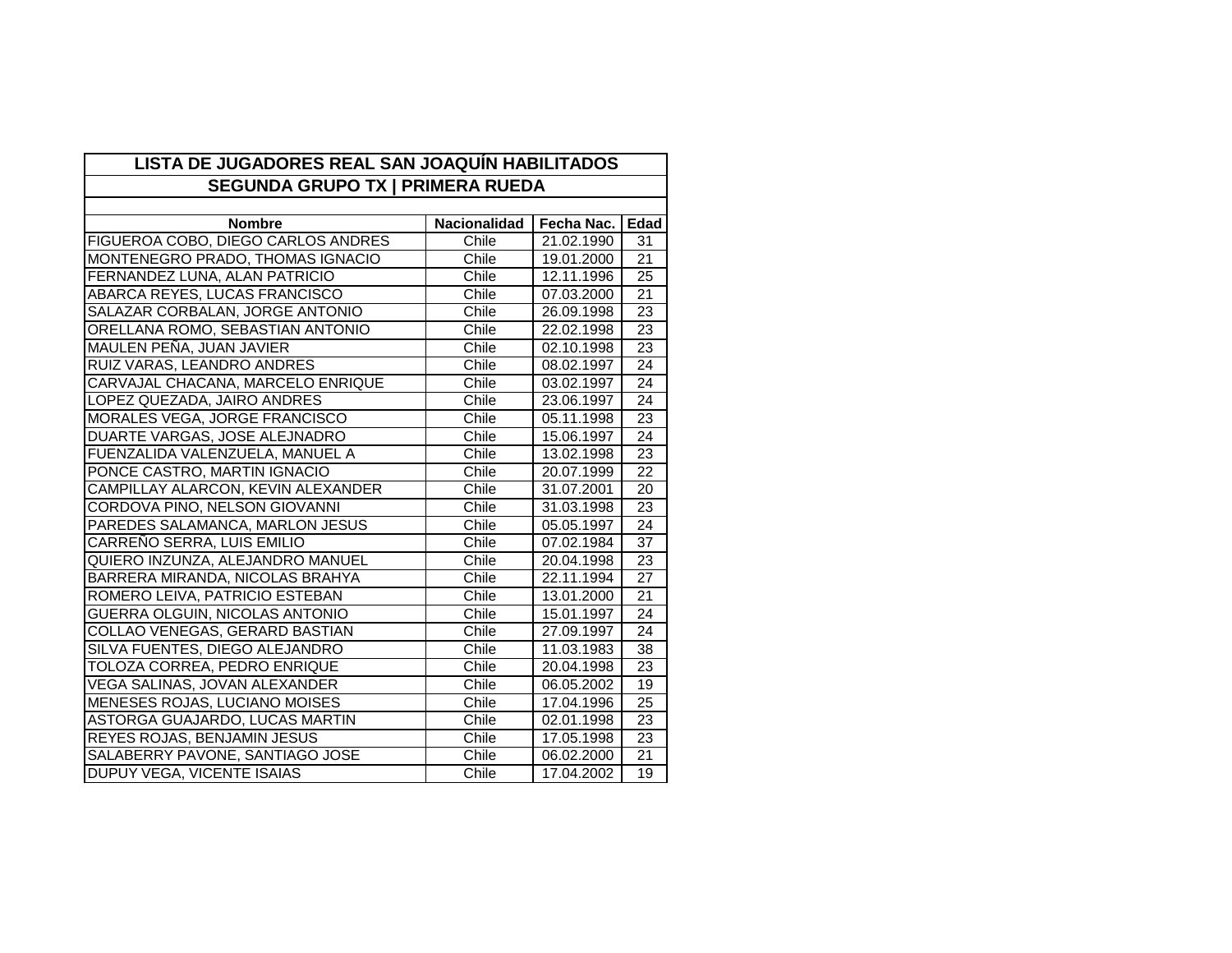## LISTA DE JUGADORES REAL SAN JOAQUÍN HABILITADOS

## SEGUNDA GRUPO TX | PRIMERA RUEDA

| Nombre | Nacionalidad | Fecha Nac. | Edad |
|---|---|---|---|
| FIGUEROA COBO, DIEGO CARLOS ANDRES | Chile | 21.02.1990 | 31 |
| MONTENEGRO PRADO, THOMAS IGNACIO | Chile | 19.01.2000 | 21 |
| FERNANDEZ LUNA, ALAN PATRICIO | Chile | 12.11.1996 | 25 |
| ABARCA REYES, LUCAS FRANCISCO | Chile | 07.03.2000 | 21 |
| SALAZAR CORBALAN, JORGE ANTONIO | Chile | 26.09.1998 | 23 |
| ORELLANA ROMO, SEBASTIAN ANTONIO | Chile | 22.02.1998 | 23 |
| MAULEN PEÑA, JUAN JAVIER | Chile | 02.10.1998 | 23 |
| RUIZ VARAS, LEANDRO ANDRES | Chile | 08.02.1997 | 24 |
| CARVAJAL CHACANA, MARCELO ENRIQUE | Chile | 03.02.1997 | 24 |
| LOPEZ QUEZADA, JAIRO ANDRES | Chile | 23.06.1997 | 24 |
| MORALES VEGA, JORGE FRANCISCO | Chile | 05.11.1998 | 23 |
| DUARTE VARGAS, JOSE ALEJNADRO | Chile | 15.06.1997 | 24 |
| FUENZALIDA VALENZUELA, MANUEL A | Chile | 13.02.1998 | 23 |
| PONCE CASTRO, MARTIN IGNACIO | Chile | 20.07.1999 | 22 |
| CAMPILLAY ALARCON, KEVIN ALEXANDER | Chile | 31.07.2001 | 20 |
| CORDOVA PINO, NELSON GIOVANNI | Chile | 31.03.1998 | 23 |
| PAREDES SALAMANCA, MARLON JESUS | Chile | 05.05.1997 | 24 |
| CARREÑO SERRA, LUIS EMILIO | Chile | 07.02.1984 | 37 |
| QUIERO INZUNZA, ALEJANDRO MANUEL | Chile | 20.04.1998 | 23 |
| BARRERA MIRANDA, NICOLAS BRAHYA | Chile | 22.11.1994 | 27 |
| ROMERO LEIVA, PATRICIO ESTEBAN | Chile | 13.01.2000 | 21 |
| GUERRA OLGUIN, NICOLAS ANTONIO | Chile | 15.01.1997 | 24 |
| COLLAO VENEGAS, GERARD BASTIAN | Chile | 27.09.1997 | 24 |
| SILVA FUENTES, DIEGO ALEJANDRO | Chile | 11.03.1983 | 38 |
| TOLOZA CORREA, PEDRO ENRIQUE | Chile | 20.04.1998 | 23 |
| VEGA SALINAS, JOVAN ALEXANDER | Chile | 06.05.2002 | 19 |
| MENESES ROJAS, LUCIANO MOISES | Chile | 17.04.1996 | 25 |
| ASTORGA GUAJARDO, LUCAS MARTIN | Chile | 02.01.1998 | 23 |
| REYES ROJAS, BENJAMIN JESUS | Chile | 17.05.1998 | 23 |
| SALABERRY PAVONE, SANTIAGO JOSE | Chile | 06.02.2000 | 21 |
| DUPUY VEGA, VICENTE ISAIAS | Chile | 17.04.2002 | 19 |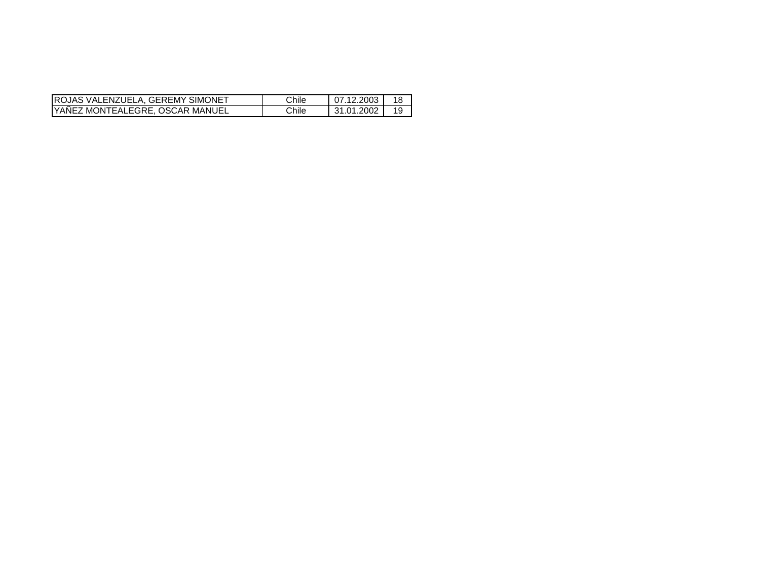| | | | |
|---|---|---|---|
| ROJAS VALENZUELA, GEREMY SIMONET | Chile | 07.12.2003 | 18 |
| YAÑEZ MONTEALEGRE, OSCAR MANUEL | Chile | 31.01.2002 | 19 |